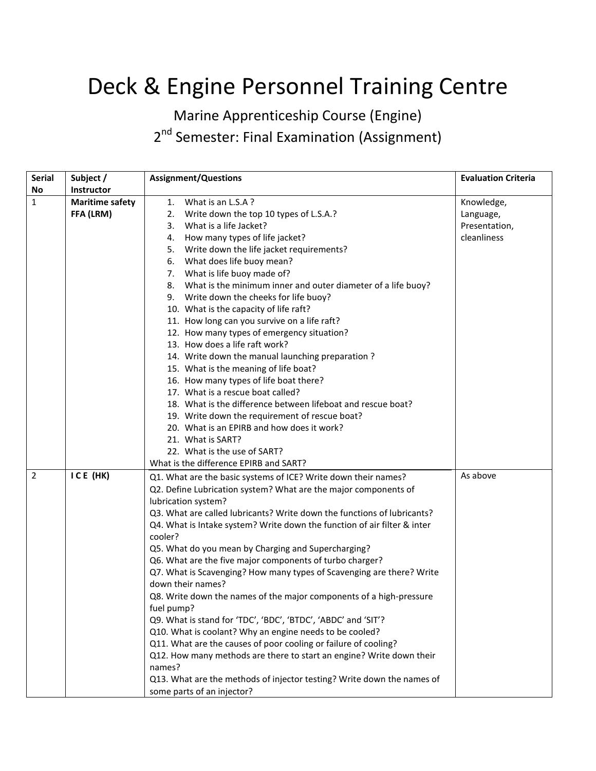# Deck & Engine Personnel Training Centre

## Marine Apprenticeship Course (Engine)

## 2nd Semester: Final Examination (Assignment)

| Serial No | Subject / Instructor | Assignment/Questions | Evaluation Criteria |
|---|---|---|---|
| 1 | **Maritime safety FFA (LRM)** | 1. What is an L.S.A ?<br>2. Write down the top 10 types of L.S.A.?<br>3. What is a life Jacket?<br>4. How many types of life jacket?<br>5. Write down the life jacket requirements?<br>6. What does life buoy mean?<br>7. What is life buoy made of?<br>8. What is the minimum inner and outer diameter of a life buoy?<br>9. Write down the cheeks for life buoy?<br>10. What is the capacity of life raft?<br>11. How long can you survive on a life raft?<br>12. How many types of emergency situation?<br>13. How does a life raft work?<br>14. Write down the manual launching preparation ?<br>15. What is the meaning of life boat?<br>16. How many types of life boat there?<br>17. What is a rescue boat called?<br>18. What is the difference between lifeboat and rescue boat?<br>19. Write down the requirement of rescue boat?<br>20. What is an EPIRB and how does it work?<br>21. What is SART?<br>22. What is the use of SART?<br>What is the difference EPIRB and SART? | Knowledge, Language, Presentation, cleanliness |
| 2 | **I C E (HK)** | Q1. What are the basic systems of ICE? Write down their names?<br>Q2. Define Lubrication system? What are the major components of lubrication system?<br>Q3. What are called lubricants? Write down the functions of lubricants?<br>Q4. What is Intake system? Write down the function of air filter & inter cooler?<br>Q5. What do you mean by Charging and Supercharging?<br>Q6. What are the five major components of turbo charger?<br>Q7. What is Scavenging? How many types of Scavenging are there? Write down their names?<br>Q8. Write down the names of the major components of a high-pressure fuel pump?<br>Q9. What is stand for 'TDC', 'BDC', 'BTDC', 'ABDC' and 'SIT'?<br>Q10. What is coolant? Why an engine needs to be cooled?<br>Q11. What are the causes of poor cooling or failure of cooling?<br>Q12. How many methods are there to start an engine? Write down their names?<br>Q13. What are the methods of injector testing? Write down the names of some parts of an injector? | As above |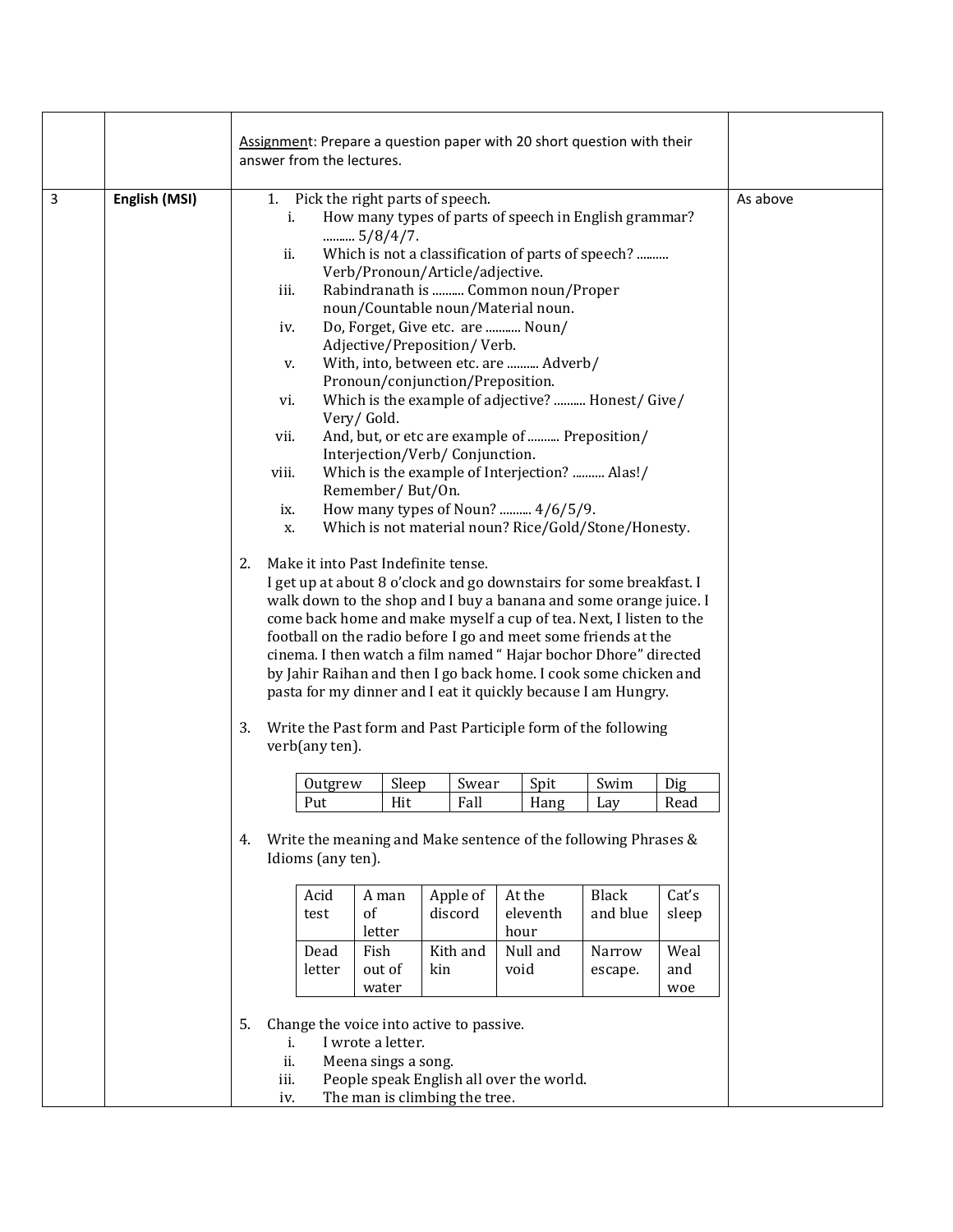| | | | |
|---|---|---|---|
| | | Assignment: Prepare a question paper with 20 short question with their answer from the lectures. | |
| 3 | **English (MSI)** | 1. Pick the right parts of speech.<br>i. How many types of parts of speech in English grammar? .......... 5/8/4/7.<br>ii. Which is not a classification of parts of speech? .......... Verb/Pronoun/Article/adjective.<br>iii. Rabindranath is .......... Common noun/Proper noun/Countable noun/Material noun.<br>iv. Do, Forget, Give etc. are ........... Noun/ Adjective/Preposition/ Verb.<br>v. With, into, between etc. are .......... Adverb/ Pronoun/conjunction/Preposition.<br>vi. Which is the example of adjective? .......... Honest/ Give/ Very/ Gold.<br>vii. And, but, or etc are example of .......... Preposition/ Interjection/Verb/ Conjunction.<br>viii. Which is the example of Interjection? .......... Alas!/ Remember/ But/On.<br>ix. How many types of Noun? .......... 4/6/5/9.<br>x. Which is not material noun? Rice/Gold/Stone/Honesty. | As above |

2. Make it into Past Indefinite tense.
I get up at about 8 o'clock and go downstairs for some breakfast. I walk down to the shop and I buy a banana and some orange juice. I come back home and make myself a cup of tea. Next, I listen to the football on the radio before I go and meet some friends at the cinema. I then watch a film named " Hajar bochor Dhore" directed by Jahir Raihan and then I go back home. I cook some chicken and pasta for my dinner and I eat it quickly because I am Hungry.

3. Write the Past form and Past Participle form of the following verb(any ten).

| Outgrew | Sleep | Swear | Spit | Swim | Dig |
|---|---|---|---|---|---|
| Put | Hit | Fall | Hang | Lay | Read |

4. Write the meaning and Make sentence of the following Phrases & Idioms (any ten).

| Acid test | A man of letter | Apple of discord | At the eleventh hour | Black and blue | Cat's sleep |
|---|---|---|---|---|---|
| Dead letter | Fish out of water | Kith and kin | Null and void | Narrow escape. | Weal and woe |

5. Change the voice into active to passive.
   i. I wrote a letter.
   ii. Meena sings a song.
   iii. People speak English all over the world.
   iv. The man is climbing the tree.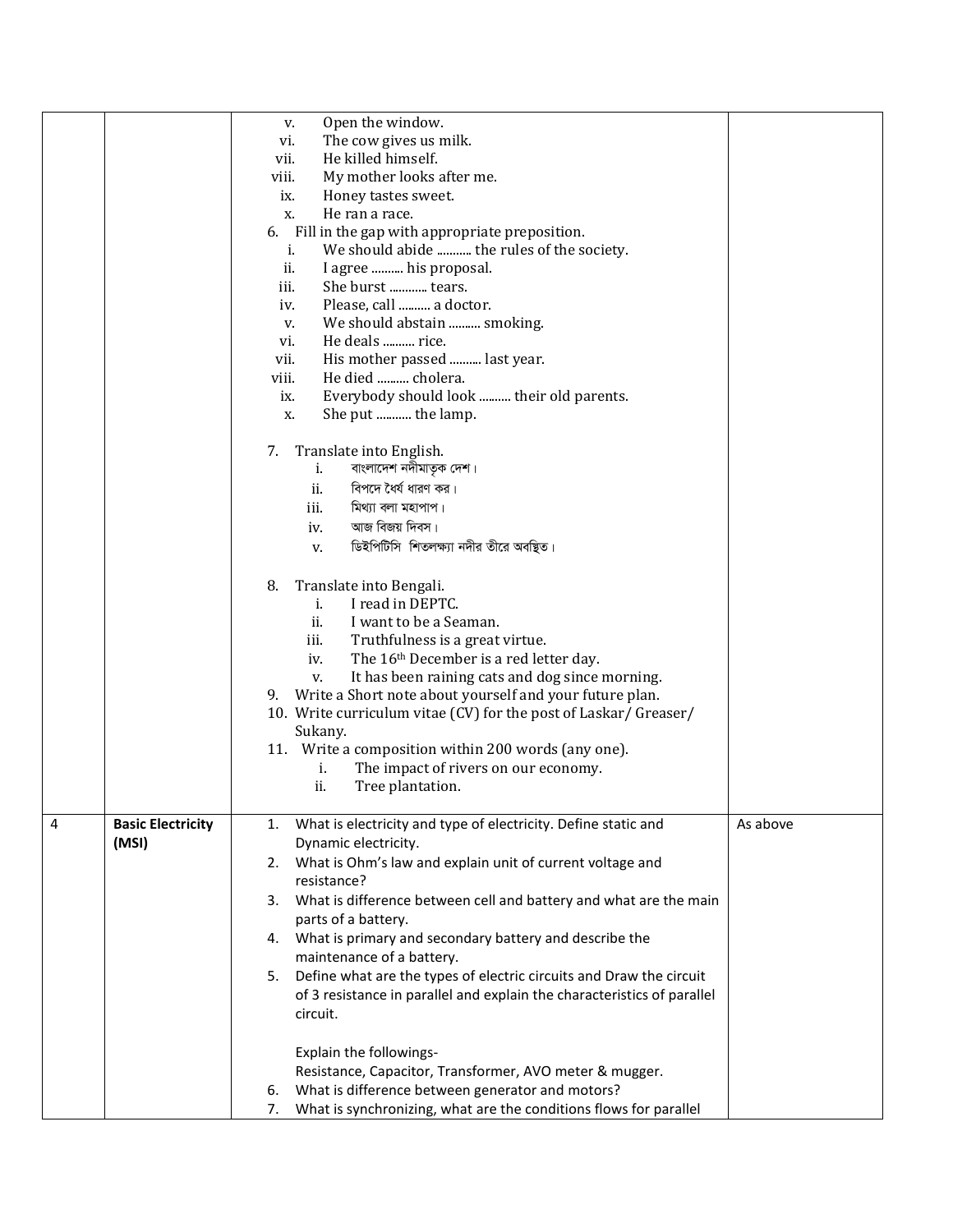| | | | |
|---|---|---|---|
| | | v. Open the window.<br>vi. The cow gives us milk.<br>vii. He killed himself.<br>viii. My mother looks after me.<br>ix. Honey tastes sweet.<br>x. He ran a race.<br>6. Fill in the gap with appropriate preposition.<br>i. We should abide .......... the rules of the society.<br>ii. I agree .......... his proposal.<br>iii. She burst ........... tears.<br>iv. Please, call .......... a doctor.<br>v. We should abstain .......... smoking.<br>vi. He deals .......... rice.<br>vii. His mother passed .......... last year.<br>viii. He died .......... cholera.<br>ix. Everybody should look .......... their old parents.<br>x. She put ........... the lamp.<br><br>7. Translate into English.<br>i. বাংলাদেশ নদীমাতৃক দেশ।<br>ii. বিপদে ধৈর্য ধারণ কর।<br>iii. মিথ্যা বলা মহাপাপ।<br>iv. আজ বিজয় দিবস।<br>v. ডিইপিটিসি শিতলক্ষ্যা নদীর তীরে অবস্থিত।<br><br>8. Translate into Bengali.<br>i. I read in DEPTC.<br>ii. I want to be a Seaman.<br>iii. Truthfulness is a great virtue.<br>iv. The 16th December is a red letter day.<br>v. It has been raining cats and dog since morning.<br>9. Write a Short note about yourself and your future plan.<br>10. Write curriculum vitae (CV) for the post of Laskar/ Greaser/ Sukany.<br>11. Write a composition within 200 words (any one).<br>i. The impact of rivers on our economy.<br>ii. Tree plantation. | |
| 4 | **Basic Electricity (MSI)** | 1. What is electricity and type of electricity. Define static and Dynamic electricity.<br>2. What is Ohm's law and explain unit of current voltage and resistance?<br>3. What is difference between cell and battery and what are the main parts of a battery.<br>4. What is primary and secondary battery and describe the maintenance of a battery.<br>5. Define what are the types of electric circuits and Draw the circuit of 3 resistance in parallel and explain the characteristics of parallel circuit.<br><br>Explain the followings-<br>Resistance, Capacitor, Transformer, AVO meter & mugger.<br>6. What is difference between generator and motors?<br>7. What is synchronizing, what are the conditions flows for parallel | As above |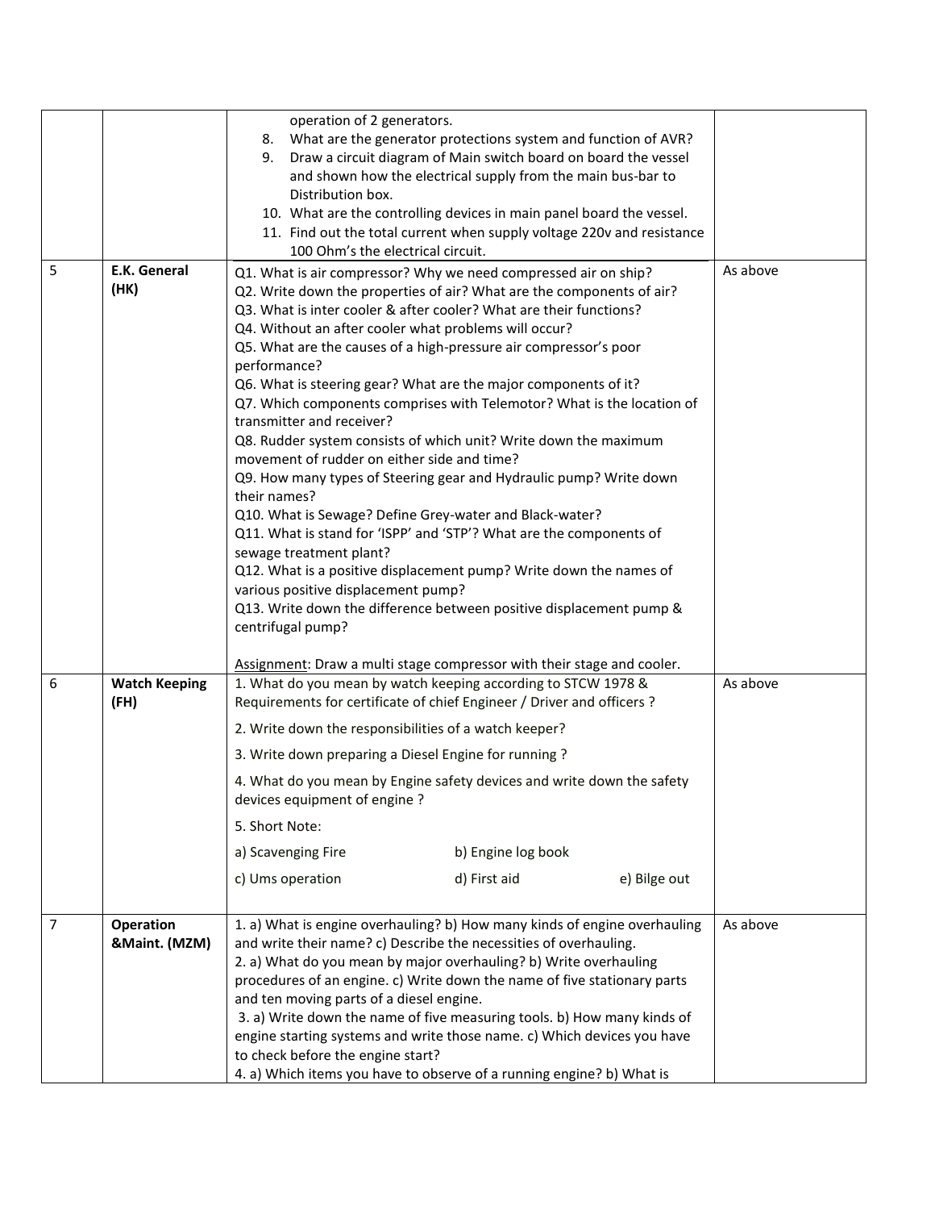| | | | |
|---|---|---|---|
| | | operation of 2 generators.<br>8. What are the generator protections system and function of AVR?<br>9. Draw a circuit diagram of Main switch board on board the vessel and shown how the electrical supply from the main bus-bar to Distribution box.<br>10. What are the controlling devices in main panel board the vessel.<br>11. Find out the total current when supply voltage 220v and resistance 100 Ohm's the electrical circuit. | |
| 5 | **E.K. General (HK)** | Q1. What is air compressor? Why we need compressed air on ship?<br>Q2. Write down the properties of air? What are the components of air?<br>Q3. What is inter cooler & after cooler? What are their functions?<br>Q4. Without an after cooler what problems will occur?<br>Q5. What are the causes of a high-pressure air compressor's poor performance?<br>Q6. What is steering gear? What are the major components of it?<br>Q7. Which components comprises with Telemotor? What is the location of transmitter and receiver?<br>Q8. Rudder system consists of which unit? Write down the maximum movement of rudder on either side and time?<br>Q9. How many types of Steering gear and Hydraulic pump? Write down their names?<br>Q10. What is Sewage? Define Grey-water and Black-water?<br>Q11. What is stand for 'ISPP' and 'STP'? What are the components of sewage treatment plant?<br>Q12. What is a positive displacement pump? Write down the names of various positive displacement pump?<br>Q13. Write down the difference between positive displacement pump & centrifugal pump?<br><br><u>Assignment</u>: Draw a multi stage compressor with their stage and cooler. | As above |
| 6 | **Watch Keeping (FH)** | 1. What do you mean by watch keeping according to STCW 1978 & Requirements for certificate of chief Engineer / Driver and officers ?<br>2. Write down the responsibilities of a watch keeper?<br>3. Write down preparing a Diesel Engine for running ?<br>4. What do you mean by Engine safety devices and write down the safety devices equipment of engine ?<br>5. Short Note:<br>a) Scavenging Fire b) Engine log book<br>c) Ums operation d) First aid e) Bilge out | As above |
| 7 | **Operation &Maint. (MZM)** | 1. a) What is engine overhauling? b) How many kinds of engine overhauling and write their name? c) Describe the necessities of overhauling.<br>2. a) What do you mean by major overhauling? b) Write overhauling procedures of an engine. c) Write down the name of five stationary parts and ten moving parts of a diesel engine.<br>3. a) Write down the name of five measuring tools. b) How many kinds of engine starting systems and write those name. c) Which devices you have to check before the engine start?<br>4. a) Which items you have to observe of a running engine? b) What is | As above |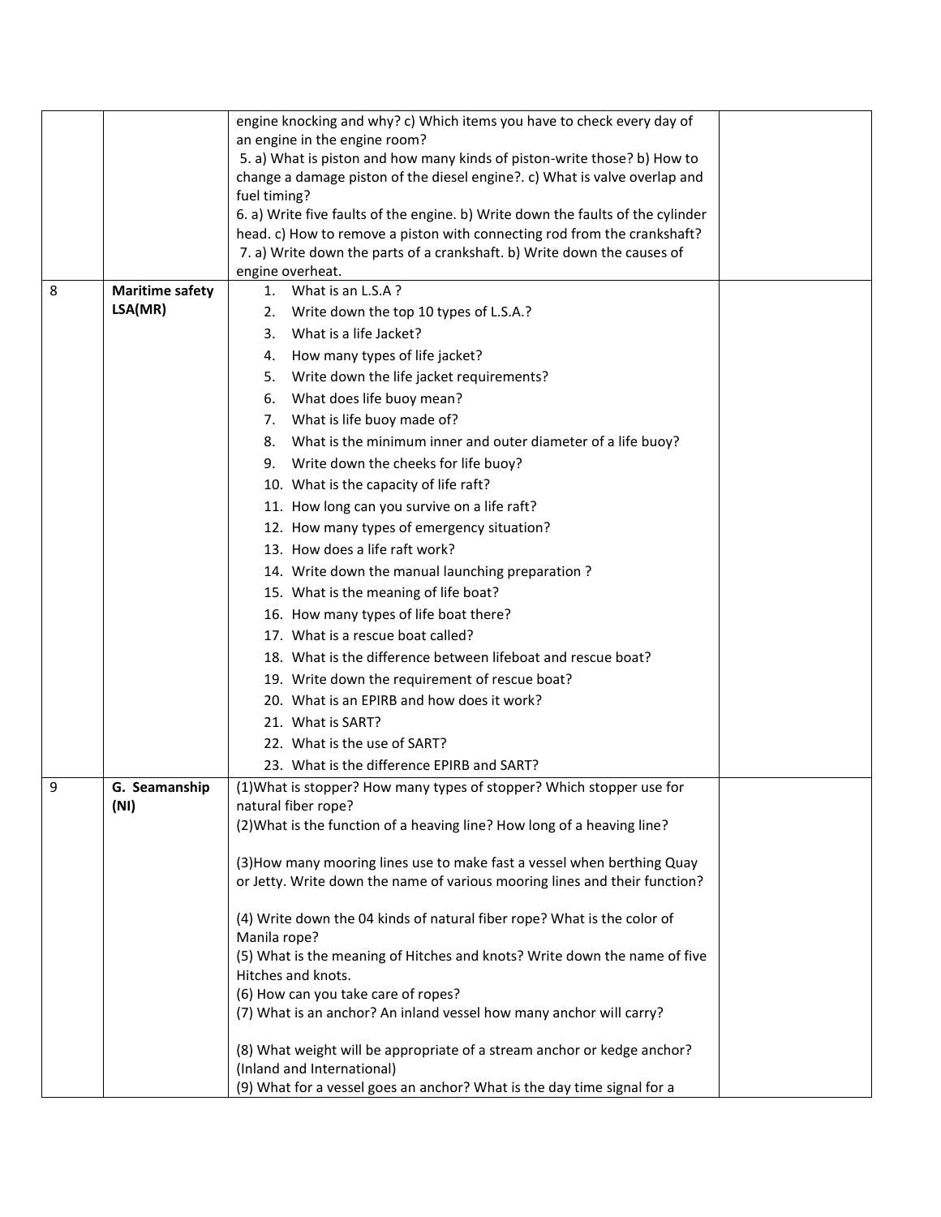|  |  |  |  |
|---|---|---|---|
|  |  | engine knocking and why? c) Which items you have to check every day of an engine in the engine room?<br>5. a) What is piston and how many kinds of piston-write those? b) How to change a damage piston of the diesel engine?. c) What is valve overlap and fuel timing?<br>6. a) Write five faults of the engine. b) Write down the faults of the cylinder head. c) How to remove a piston with connecting rod from the crankshaft?<br>7. a) Write down the parts of a crankshaft. b) Write down the causes of engine overheat. |  |
| 8 | **Maritime safety LSA(MR)** | 1. What is an L.S.A ?<br>2. Write down the top 10 types of L.S.A.?<br>3. What is a life Jacket?<br>4. How many types of life jacket?<br>5. Write down the life jacket requirements?<br>6. What does life buoy mean?<br>7. What is life buoy made of?<br>8. What is the minimum inner and outer diameter of a life buoy?<br>9. Write down the cheeks for life buoy?<br>10. What is the capacity of life raft?<br>11. How long can you survive on a life raft?<br>12. How many types of emergency situation?<br>13. How does a life raft work?<br>14. Write down the manual launching preparation ?<br>15. What is the meaning of life boat?<br>16. How many types of life boat there?<br>17. What is a rescue boat called?<br>18. What is the difference between lifeboat and rescue boat?<br>19. Write down the requirement of rescue boat?<br>20. What is an EPIRB and how does it work?<br>21. What is SART?<br>22. What is the use of SART?<br>23. What is the difference EPIRB and SART? |  |
| 9 | **G. Seamanship (NI)** | (1)What is stopper? How many types of stopper? Which stopper use for natural fiber rope?<br>(2)What is the function of a heaving line? How long of a heaving line?<br><br>(3)How many mooring lines use to make fast a vessel when berthing Quay or Jetty. Write down the name of various mooring lines and their function?<br><br>(4) Write down the 04 kinds of natural fiber rope? What is the color of Manila rope?<br>(5) What is the meaning of Hitches and knots? Write down the name of five Hitches and knots.<br>(6) How can you take care of ropes?<br>(7) What is an anchor? An inland vessel how many anchor will carry?<br><br>(8) What weight will be appropriate of a stream anchor or kedge anchor? (Inland and International)<br>(9) What for a vessel goes an anchor? What is the day time signal for a |  |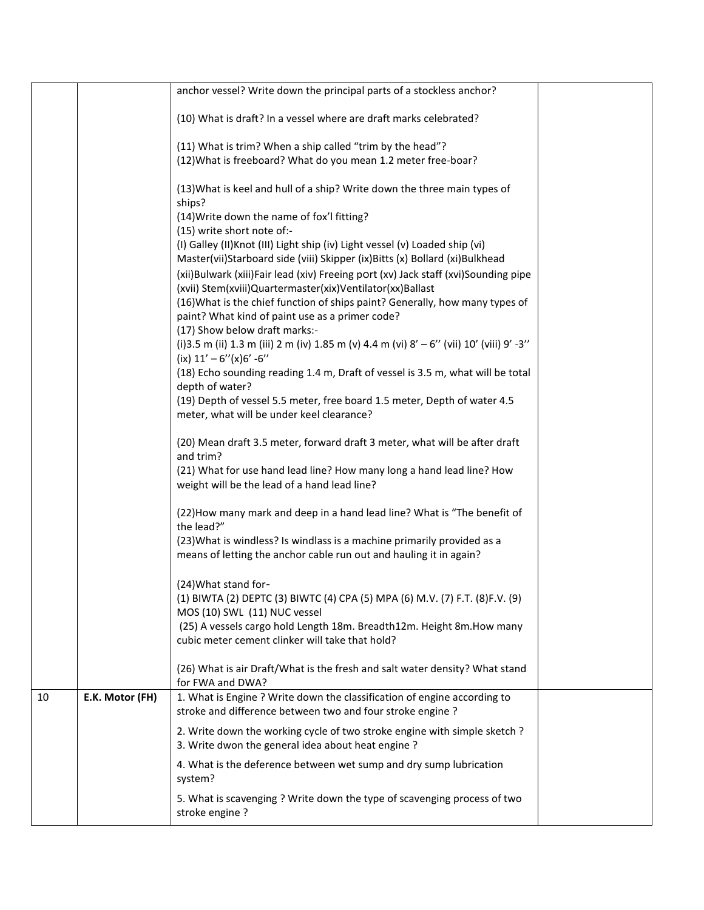| | | | |
|---|---|---|---|
| | | anchor vessel? Write down the principal parts of a stockless anchor?<br><br>(10) What is draft? In a vessel where are draft marks celebrated?<br><br>(11) What is trim? When a ship called "trim by the head"?<br>(12)What is freeboard? What do you mean 1.2 meter free-boar?<br><br>(13)What is keel and hull of a ship? Write down the three main types of ships?<br>(14)Write down the name of fox'l fitting?<br>(15) write short note of:-<br>(I) Galley (II)Knot (III) Light ship (iv) Light vessel (v) Loaded ship (vi) Master(vii)Starboard side (viii) Skipper (ix)Bitts (x) Bollard (xi)Bulkhead (xii)Bulwark (xiii)Fair lead (xiv) Freeing port (xv) Jack staff (xvi)Sounding pipe (xvii) Stem(xviii)Quartermaster(xix)Ventilator(xx)Ballast<br>(16)What is the chief function of ships paint? Generally, how many types of paint? What kind of paint use as a primer code?<br>(17) Show below draft marks:-<br>(i)3.5 m (ii) 1.3 m (iii) 2 m (iv) 1.85 m (v) 4.4 m (vi) 8' – 6'' (vii) 10' (viii) 9' -3'' (ix) 11' – 6''(x)6' -6''<br>(18) Echo sounding reading 1.4 m, Draft of vessel is 3.5 m, what will be total depth of water?<br>(19) Depth of vessel 5.5 meter, free board 1.5 meter, Depth of water 4.5 meter, what will be under keel clearance?<br><br>(20) Mean draft 3.5 meter, forward draft 3 meter, what will be after draft and trim?<br>(21) What for use hand lead line? How many long a hand lead line? How weight will be the lead of a hand lead line?<br><br>(22)How many mark and deep in a hand lead line? What is "The benefit of the lead?"<br>(23)What is windless? Is windlass is a machine primarily provided as a means of letting the anchor cable run out and hauling it in again?<br><br>(24)What stand for-<br>(1) BIWTA (2) DEPTC (3) BIWTC (4) CPA (5) MPA (6) M.V. (7) F.T. (8)F.V. (9) MOS (10) SWL (11) NUC vessel<br>(25) A vessels cargo hold Length 18m. Breadth12m. Height 8m.How many cubic meter cement clinker will take that hold?<br><br>(26) What is air Draft/What is the fresh and salt water density? What stand for FWA and DWA? | |
| 10 | **E.K. Motor (FH)** | 1. What is Engine ? Write down the classification of engine according to stroke and difference between two and four stroke engine ?<br><br>2. Write down the working cycle of two stroke engine with simple sketch ?<br>3. Write dwon the general idea about heat engine ?<br><br>4. What is the deference between wet sump and dry sump lubrication system?<br><br>5. What is scavenging ? Write down the type of scavenging process of two stroke engine ? | |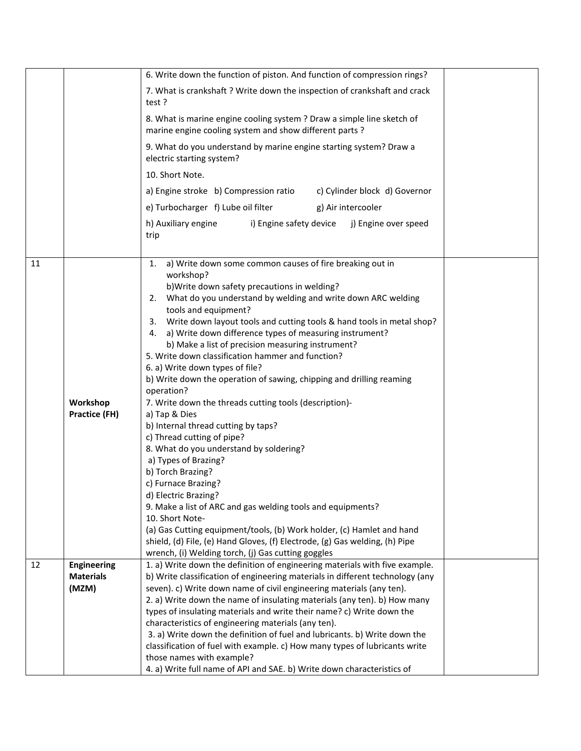| | | | |
|---|---|---|---|
| | | 6. Write down the function of piston. And function of compression rings?<br>7. What is crankshaft ? Write down the inspection of crankshaft and crack test ?<br>8. What is marine engine cooling system ? Draw a simple line sketch of marine engine cooling system and show different parts ?<br>9. What do you understand by marine engine starting system? Draw a electric starting system?<br>10. Short Note.<br>a) Engine stroke b) Compression ratio c) Cylinder block d) Governor<br>e) Turbocharger f) Lube oil filter g) Air intercooler<br>h) Auxiliary engine i) Engine safety device j) Engine over speed trip | |
| 11 | **Workshop Practice (FH)** | 1. a) Write down some common causes of fire breaking out in workshop?<br>b)Write down safety precautions in welding?<br>2. What do you understand by welding and write down ARC welding tools and equipment?<br>3. Write down layout tools and cutting tools & hand tools in metal shop?<br>4. a) Write down difference types of measuring instrument?<br>b) Make a list of precision measuring instrument?<br>5. Write down classification hammer and function?<br>6. a) Write down types of file?<br>b) Write down the operation of sawing, chipping and drilling reaming operation?<br>7. Write down the threads cutting tools (description)-<br>a) Tap & Dies<br>b) Internal thread cutting by taps?<br>c) Thread cutting of pipe?<br>8. What do you understand by soldering?<br>a) Types of Brazing?<br>b) Torch Brazing?<br>c) Furnace Brazing?<br>d) Electric Brazing?<br>9. Make a list of ARC and gas welding tools and equipments?<br>10. Short Note-<br>(a) Gas Cutting equipment/tools, (b) Work holder, (c) Hamlet and hand shield, (d) File, (e) Hand Gloves, (f) Electrode, (g) Gas welding, (h) Pipe wrench, (i) Welding torch, (j) Gas cutting goggles | |
| 12 | **Engineering Materials (MZM)** | 1. a) Write down the definition of engineering materials with five example. b) Write classification of engineering materials in different technology (any seven). c) Write down name of civil engineering materials (any ten).<br>2. a) Write down the name of insulating materials (any ten). b) How many types of insulating materials and write their name? c) Write down the characteristics of engineering materials (any ten).<br>3. a) Write down the definition of fuel and lubricants. b) Write down the classification of fuel with example. c) How many types of lubricants write those names with example?<br>4. a) Write full name of API and SAE. b) Write down characteristics of | |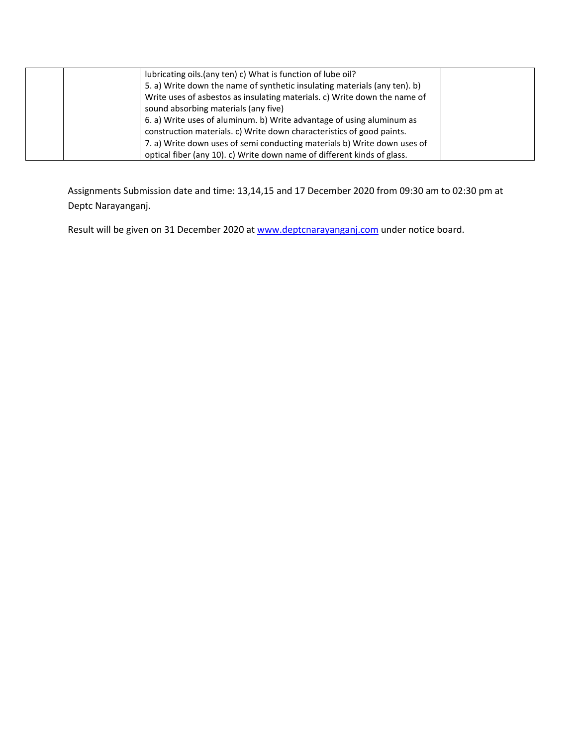| | | | |
|---|---|---|---|
| | | lubricating oils.(any ten) c) What is function of lube oil?<br>5. a) Write down the name of synthetic insulating materials (any ten). b) Write uses of asbestos as insulating materials. c) Write down the name of sound absorbing materials (any five)<br>6. a) Write uses of aluminum. b) Write advantage of using aluminum as construction materials. c) Write down characteristics of good paints.<br>7. a) Write down uses of semi conducting materials b) Write down uses of optical fiber (any 10). c) Write down name of different kinds of glass. | |

Assignments Submission date and time: 13,14,15 and 17 December 2020 from 09:30 am to 02:30 pm at Deptc Narayanganj.

Result will be given on 31 December 2020 at [www.deptcnarayanganj.com](http://www.deptcnarayanganj.com) under notice board.